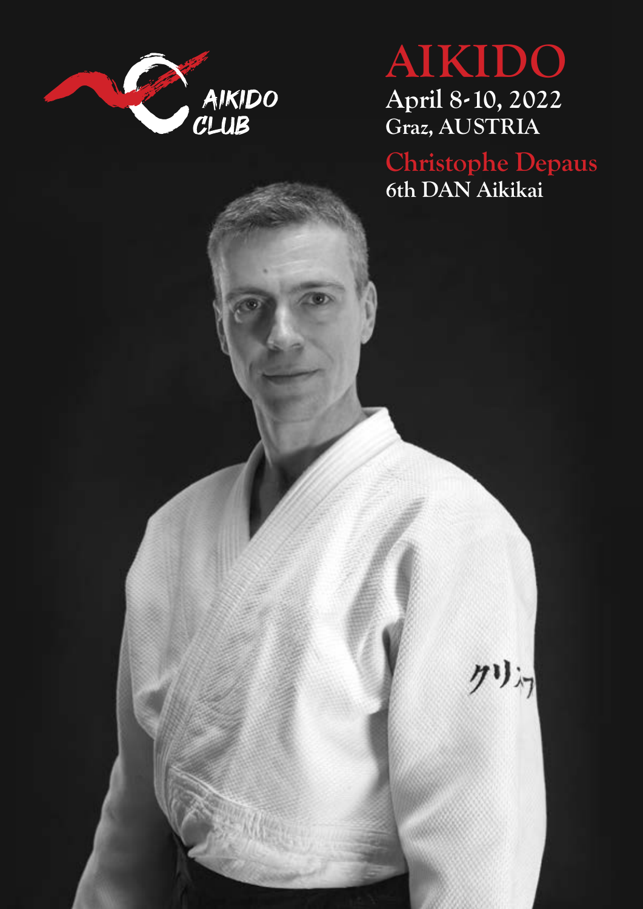AIKIDO CLUB

# AIKIDO

**April 8-10, 2022**

**Graz, AUSTRIA**

## Christophe Depaus

**6th DAN Aikikai**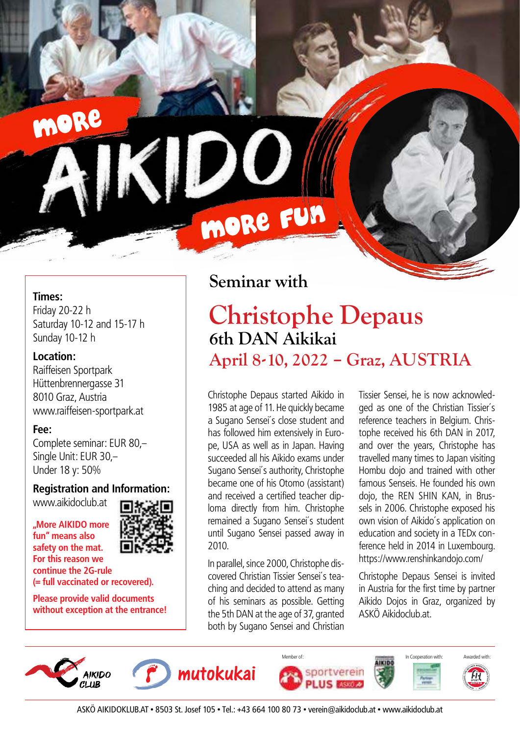# more AIKIDO more fun

**Times:**
Friday 20-22 h
Saturday 10-12 and 15-17 h
Sunday 10-12 h

**Location:**
Raiffeisen Sportpark
Hüttenbrennergasse 31
8010 Graz, Austria
www.raiffeisen-sportpark.at

**Fee:**
Complete seminar: EUR 80,–
Single Unit: EUR 30,–
Under 18 y: 50%

**Registration and Information:**
www.aikidoclub.at

**„More AIKIDO more fun" means also safety on the mat. For this reason we continue the 2G-rule (= full vaccinated or recovered).**

**Please provide valid documents without exception at the entrance!**

## Seminar with

# Christophe Depaus

### 6th DAN Aikikai

### April 8-10, 2022 – Graz, AUSTRIA

Christophe Depaus started Aikido in 1985 at age of 11. He quickly became a Sugano Sensei´s close student and has followed him extensively in Europe, USA as well as in Japan. Having succeeded all his Aikido exams under Sugano Sensei´s authority, Christophe became one of his Otomo (assistant) and received a certified teacher diploma directly from him. Christophe remained a Sugano Sensei´s student until Sugano Sensei passed away in 2010.

In parallel, since 2000, Christophe discovered Christian Tissier Sensei´s teaching and decided to attend as many of his seminars as possible. Getting the 5th DAN at the age of 37, granted both by Sugano Sensei and Christian Tissier Sensei, he is now acknowledged as one of the Christian Tissier´s reference teachers in Belgium. Christophe received his 6th DAN in 2017, and over the years, Christophe has travelled many times to Japan visiting Hombu dojo and trained with other famous Senseis. He founded his own dojo, the REN SHIN KAN, in Brussels in 2006. Christophe exposed his own vision of Aikido´s application on education and society in a TEDx conference held in 2014 in Luxembourg. https://www.renshinkandojo.com/

Christophe Depaus Sensei is invited in Austria for the first time by partner Aikido Dojos in Graz, organized by ASKÖ Aikidoclub.at.

AIKIDO CLUB · mutokukai · Member of: sportverein PLUS ASKÖ · In Cooperation with: · Awarded with:

ASKÖ AIKIDOKLUB.AT • 8503 St. Josef 105 • Tel.: +43 664 100 80 73 • verein@aikidoclub.at • www.aikidoclub.at